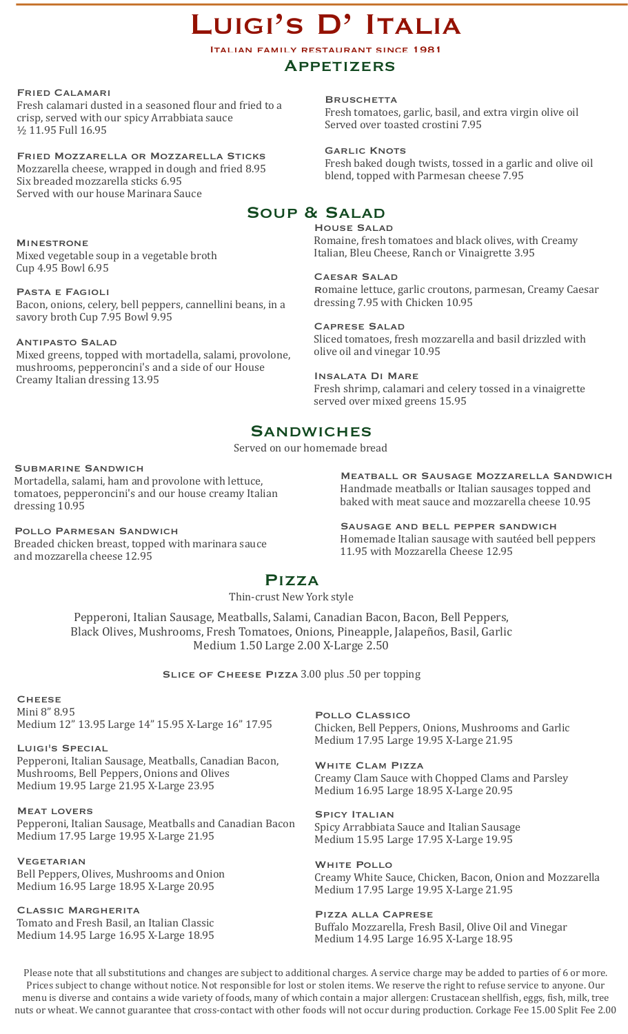# Luigi's D' Italia

Italian family restaurant since 1981

## Appetizers

### Fried Calamari
Fresh calamari dusted in a seasoned flour and fried to a crisp, served with our spicy Arrabbiata sauce
½ 11.95 Full 16.95

### Fried Mozzarella or Mozzarella Sticks
Mozzarella cheese, wrapped in dough and fried 8.95
Six breaded mozzarella sticks 6.95
Served with our house Marinara Sauce

### Bruschetta
Fresh tomatoes, garlic, basil, and extra virgin olive oil
Served over toasted crostini 7.95

### Garlic Knots
Fresh baked dough twists, tossed in a garlic and olive oil blend, topped with Parmesan cheese 7.95

## Soup & Salad

### Minestrone
Mixed vegetable soup in a vegetable broth
Cup 4.95 Bowl 6.95

### Pasta e Fagioli
Bacon, onions, celery, bell peppers, cannellini beans, in a savory broth Cup 7.95 Bowl 9.95

### Antipasto Salad
Mixed greens, topped with mortadella, salami, provolone, mushrooms, pepperoncini's and a side of our House Creamy Italian dressing 13.95

### House Salad
Romaine, fresh tomatoes and black olives, with Creamy Italian, Bleu Cheese, Ranch or Vinaigrette 3.95

### Caesar Salad
Romaine lettuce, garlic croutons, parmesan, Creamy Caesar dressing 7.95 with Chicken 10.95

### Caprese Salad
Sliced tomatoes, fresh mozzarella and basil drizzled with olive oil and vinegar 10.95

### Insalata Di Mare
Fresh shrimp, calamari and celery tossed in a vinaigrette served over mixed greens 15.95

## Sandwiches

Served on our homemade bread

### Submarine Sandwich
Mortadella, salami, ham and provolone with lettuce, tomatoes, pepperoncini's and our house creamy Italian dressing 10.95

### Pollo Parmesan Sandwich
Breaded chicken breast, topped with marinara sauce and mozzarella cheese 12.95

### Meatball or Sausage Mozzarella Sandwich
Handmade meatballs or Italian sausages topped and baked with meat sauce and mozzarella cheese 10.95

### Sausage and bell pepper sandwich
Homemade Italian sausage with sautéed bell peppers
11.95 with Mozzarella Cheese 12.95

## Pizza

Thin-crust New York style

Pepperoni, Italian Sausage, Meatballs, Salami, Canadian Bacon, Bacon, Bell Peppers, Black Olives, Mushrooms, Fresh Tomatoes, Onions, Pineapple, Jalapeños, Basil, Garlic
Medium 1.50 Large 2.00 X-Large 2.50

**Slice of Cheese Pizza** 3.00 plus .50 per topping

### Cheese
Mini 8" 8.95
Medium 12" 13.95 Large 14" 15.95 X-Large 16" 17.95

### Luigi's Special
Pepperoni, Italian Sausage, Meatballs, Canadian Bacon, Mushrooms, Bell Peppers, Onions and Olives
Medium 19.95 Large 21.95 X-Large 23.95

### Meat lovers
Pepperoni, Italian Sausage, Meatballs and Canadian Bacon
Medium 17.95 Large 19.95 X-Large 21.95

### Vegetarian
Bell Peppers, Olives, Mushrooms and Onion
Medium 16.95 Large 18.95 X-Large 20.95

### Classic Margherita
Tomato and Fresh Basil, an Italian Classic
Medium 14.95 Large 16.95 X-Large 18.95

### Pollo Classico
Chicken, Bell Peppers, Onions, Mushrooms and Garlic
Medium 17.95 Large 19.95 X-Large 21.95

### White Clam Pizza
Creamy Clam Sauce with Chopped Clams and Parsley
Medium 16.95 Large 18.95 X-Large 20.95

### Spicy Italian
Spicy Arrabbiata Sauce and Italian Sausage
Medium 15.95 Large 17.95 X-Large 19.95

### White Pollo
Creamy White Sauce, Chicken, Bacon, Onion and Mozzarella
Medium 17.95 Large 19.95 X-Large 21.95

### Pizza alla Caprese
Buffalo Mozzarella, Fresh Basil, Olive Oil and Vinegar
Medium 14.95 Large 16.95 X-Large 18.95

Please note that all substitutions and changes are subject to additional charges. A service charge may be added to parties of 6 or more. Prices subject to change without notice. Not responsible for lost or stolen items. We reserve the right to refuse service to anyone. Our menu is diverse and contains a wide variety of foods, many of which contain a major allergen: Crustacean shellfish, eggs, fish, milk, tree nuts or wheat. We cannot guarantee that cross-contact with other foods will not occur during production. Corkage Fee 15.00 Split Fee 2.00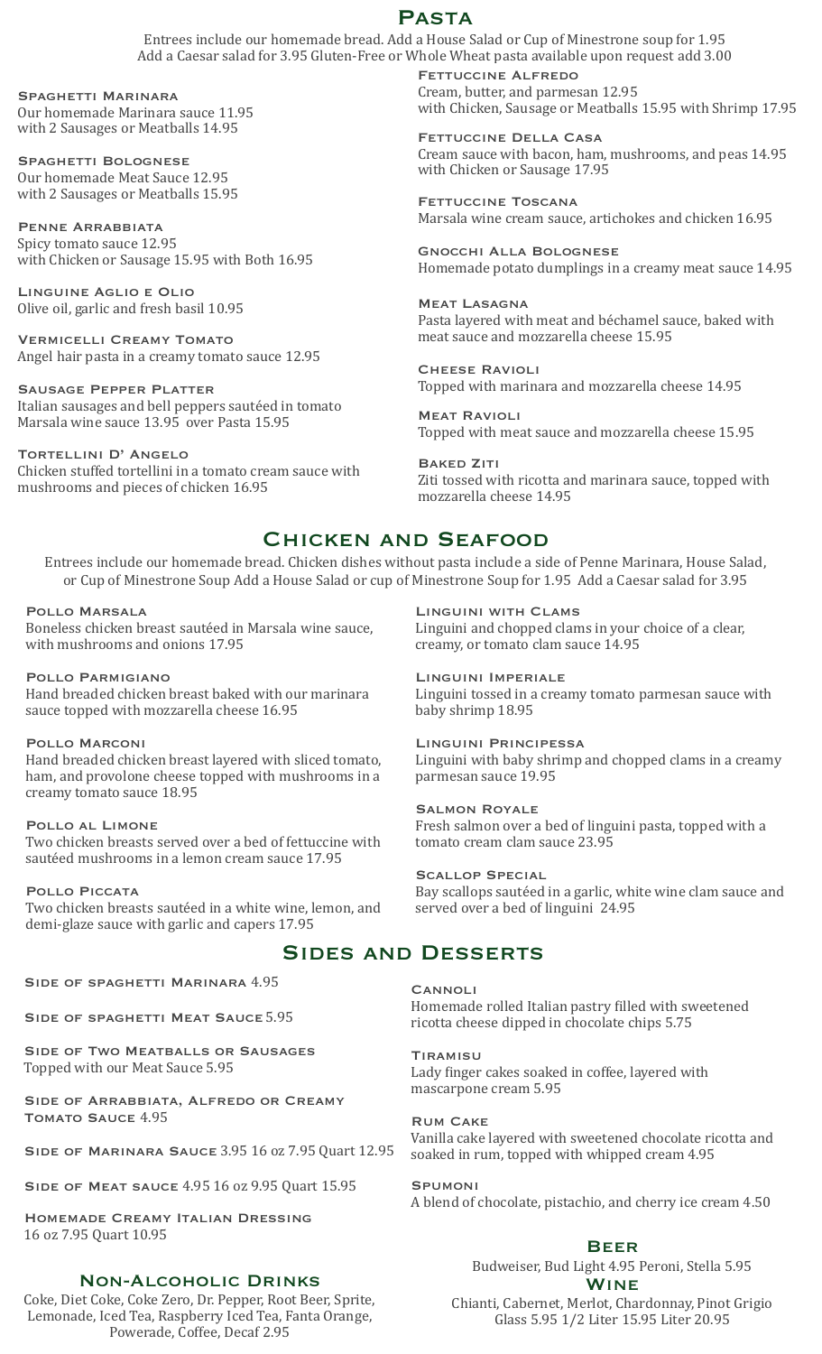# Pasta

Entrees include our homemade bread. Add a House Salad or Cup of Minestrone soup for 1.95
Add a Caesar salad for 3.95 Gluten-Free or Whole Wheat pasta available upon request add 3.00

### Spaghetti Marinara
Our homemade Marinara sauce 11.95
with 2 Sausages or Meatballs 14.95

### Spaghetti Bolognese
Our homemade Meat Sauce 12.95
with 2 Sausages or Meatballs 15.95

### Penne Arrabbiata
Spicy tomato sauce 12.95
with Chicken or Sausage 15.95 with Both 16.95

### Linguine Aglio e Olio
Olive oil, garlic and fresh basil 10.95

### Vermicelli Creamy Tomato
Angel hair pasta in a creamy tomato sauce 12.95

### Sausage Pepper Platter
Italian sausages and bell peppers sautéed in tomato Marsala wine sauce 13.95 over Pasta 15.95

### Tortellini D' Angelo
Chicken stuffed tortellini in a tomato cream sauce with mushrooms and pieces of chicken 16.95

### Fettuccine Alfredo
Cream, butter, and parmesan 12.95
with Chicken, Sausage or Meatballs 15.95 with Shrimp 17.95

### Fettuccine Della Casa
Cream sauce with bacon, ham, mushrooms, and peas 14.95
with Chicken or Sausage 17.95

### Fettuccine Toscana
Marsala wine cream sauce, artichokes and chicken 16.95

### Gnocchi Alla Bolognese
Homemade potato dumplings in a creamy meat sauce 14.95

### Meat Lasagna
Pasta layered with meat and béchamel sauce, baked with meat sauce and mozzarella cheese 15.95

### Cheese Ravioli
Topped with marinara and mozzarella cheese 14.95

### Meat Ravioli
Topped with meat sauce and mozzarella cheese 15.95

### Baked Ziti
Ziti tossed with ricotta and marinara sauce, topped with mozzarella cheese 14.95

# Chicken and Seafood

Entrees include our homemade bread. Chicken dishes without pasta include a side of Penne Marinara, House Salad, or Cup of Minestrone Soup Add a House Salad or cup of Minestrone Soup for 1.95 Add a Caesar salad for 3.95

### Pollo Marsala
Boneless chicken breast sautéed in Marsala wine sauce, with mushrooms and onions 17.95

### Pollo Parmigiano
Hand breaded chicken breast baked with our marinara sauce topped with mozzarella cheese 16.95

### Pollo Marconi
Hand breaded chicken breast layered with sliced tomato, ham, and provolone cheese topped with mushrooms in a creamy tomato sauce 18.95

### Pollo al Limone
Two chicken breasts served over a bed of fettuccine with sautéed mushrooms in a lemon cream sauce 17.95

### Pollo Piccata
Two chicken breasts sautéed in a white wine, lemon, and demi-glaze sauce with garlic and capers 17.95

### Linguini with Clams
Linguini and chopped clams in your choice of a clear, creamy, or tomato clam sauce 14.95

### Linguini Imperiale
Linguini tossed in a creamy tomato parmesan sauce with baby shrimp 18.95

### Linguini Principessa
Linguini with baby shrimp and chopped clams in a creamy parmesan sauce 19.95

### Salmon Royale
Fresh salmon over a bed of linguini pasta, topped with a tomato cream clam sauce 23.95

### Scallop Special
Bay scallops sautéed in a garlic, white wine clam sauce and served over a bed of linguini 24.95

# Sides and Desserts

**Side of spaghetti Marinara** 4.95

**Side of spaghetti Meat Sauce** 5.95

**Side of Two Meatballs or Sausages**
Topped with our Meat Sauce 5.95

**Side of Arrabbiata, Alfredo or Creamy Tomato Sauce** 4.95

**Side of Marinara Sauce** 3.95 16 oz 7.95 Quart 12.95

**Side of Meat sauce** 4.95 16 oz 9.95 Quart 15.95

**Homemade Creamy Italian Dressing**
16 oz 7.95 Quart 10.95

### Cannoli
Homemade rolled Italian pastry filled with sweetened ricotta cheese dipped in chocolate chips 5.75

### Tiramisu
Lady finger cakes soaked in coffee, layered with mascarpone cream 5.95

### Rum Cake
Vanilla cake layered with sweetened chocolate ricotta and soaked in rum, topped with whipped cream 4.95

### Spumoni
A blend of chocolate, pistachio, and cherry ice cream 4.50

## Non-Alcoholic Drinks

Coke, Diet Coke, Coke Zero, Dr. Pepper, Root Beer, Sprite, Lemonade, Iced Tea, Raspberry Iced Tea, Fanta Orange, Powerade, Coffee, Decaf 2.95

## Beer

Budweiser, Bud Light 4.95 Peroni, Stella 5.95

## Wine

Chianti, Cabernet, Merlot, Chardonnay, Pinot Grigio
Glass 5.95 1/2 Liter 15.95 Liter 20.95